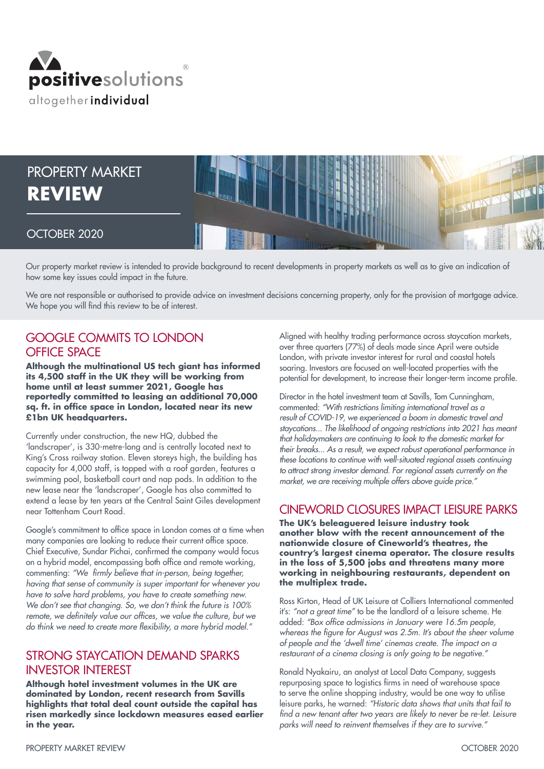positivesolutions®

altogether **individual**

# PROPERTY MARKET **REVIEW**

OCTOBER 2020

Our property market review is intended to provide background to recent developments in property markets as well as to give an indication of how some key issues could impact in the future.

We are not responsible or authorised to provide advice on investment decisions concerning property, only for the provision of mortgage advice. We hope you will find this review to be of interest.

## GOOGLE COMMITS TO LONDON OFFICE SPACE

**Although the multinational US tech giant has informed its 4,500 staff in the UK they will be working from home until at least summer 2021, Google has reportedly committed to leasing an additional 70,000 sq. ft. in office space in London, located near its new £1bn UK headquarters.**

Currently under construction, the new HQ, dubbed the 'landscraper', is 330-metre-long and is centrally located next to King's Cross railway station. Eleven storeys high, the building has capacity for 4,000 staff, is topped with a roof garden, features a swimming pool, basketball court and nap pods. In addition to the new lease near the 'landscraper', Google has also committed to extend a lease by ten years at the Central Saint Giles development near Tottenham Court Road.

Google's commitment to office space in London comes at a time when many companies are looking to reduce their current office space. Chief Executive, Sundar Pichai, confirmed the company would focus on a hybrid model, encompassing both office and remote working, commenting: *"We firmly believe that in-person, being together, having that sense of community is super important for whenever you have to solve hard problems, you have to create something new. We don't see that changing. So, we don't think the future is 100% remote, we definitely value our offices, we value the culture, but we do think we need to create more flexibility, a more hybrid model."*

## STRONG STAYCATION DEMAND SPARKS INVESTOR INTEREST

**Although hotel investment volumes in the UK are dominated by London, recent research from Savills highlights that total deal count outside the capital has risen markedly since lockdown measures eased earlier in the year.**

Aligned with healthy trading performance across staycation markets, over three quarters (77%) of deals made since April were outside London, with private investor interest for rural and coastal hotels soaring. Investors are focused on well-located properties with the potential for development, to increase their longer-term income profile.

Director in the hotel investment team at Savills, Tom Cunningham, commented: *"With restrictions limiting international travel as a result of COVID-19, we experienced a boom in domestic travel and staycations... The likelihood of ongoing restrictions into 2021 has meant that holidaymakers are continuing to look to the domestic market for their breaks... As a result, we expect robust operational performance in these locations to continue with well-situated regional assets continuing to attract strong investor demand. For regional assets currently on the market, we are receiving multiple offers above guide price."*

## CINEWORLD CLOSURES IMPACT LEISURE PARKS

**The UK's beleaguered leisure industry took another blow with the recent announcement of the nationwide closure of Cineworld's theatres, the country's largest cinema operator. The closure results in the loss of 5,500 jobs and threatens many more working in neighbouring restaurants, dependent on the multiplex trade.**

Ross Kirton, Head of UK Leisure at Colliers International commented it's: *"not a great time"* to be the landlord of a leisure scheme. He added: *"Box office admissions in January were 16.5m people, whereas the figure for August was 2.5m. It's about the sheer volume of people and the 'dwell time' cinemas create. The impact on a restaurant of a cinema closing is only going to be negative."*

Ronald Nyakairu, an analyst at Local Data Company, suggests repurposing space to logistics firms in need of warehouse space to serve the online shopping industry, would be one way to utilise leisure parks, he warned: *"Historic data shows that units that fail to find a new tenant after two years are likely to never be re-let. Leisure parks will need to reinvent themselves if they are to survive."*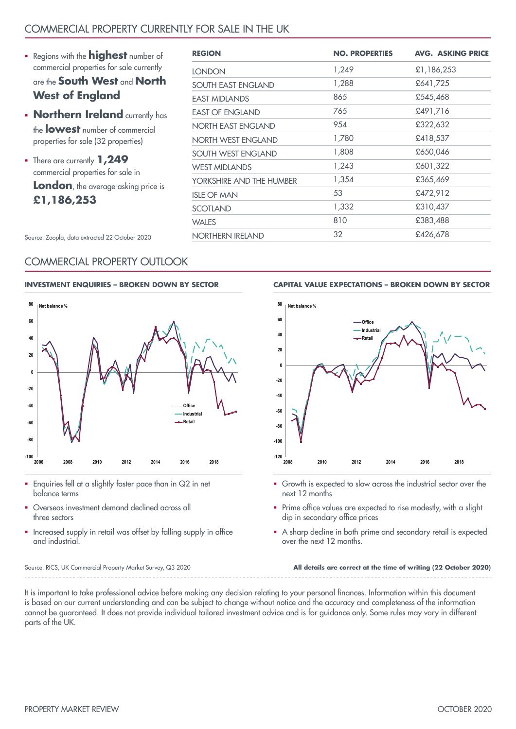## COMMERCIAL PROPERTY CURRENTLY FOR SALE IN THE UK

- Regions with the **highest** number of commercial properties for sale currently are the **South West** and **North West of England**
- **Northern Ireland** currently has the **lowest** number of commercial properties for sale (32 properties)
- There are currently **1,249** commercial properties for sale in **London**, the average asking price is **£1,186,253**

Source: Zoopla, data extracted 22 October 2020

| REGION | NO. PROPERTIES | AVG. ASKING PRICE |
|---|---|---|
| LONDON | 1,249 | £1,186,253 |
| SOUTH EAST ENGLAND | 1,288 | £641,725 |
| EAST MIDLANDS | 865 | £545,468 |
| EAST OF ENGLAND | 765 | £491,716 |
| NORTH EAST ENGLAND | 954 | £322,632 |
| NORTH WEST ENGLAND | 1,780 | £418,537 |
| SOUTH WEST ENGLAND | 1,808 | £650,046 |
| WEST MIDLANDS | 1,243 | £601,322 |
| YORKSHIRE AND THE HUMBER | 1,354 | £365,469 |
| ISLE OF MAN | 53 | £472,912 |
| SCOTLAND | 1,332 | £310,437 |
| WALES | 810 | £383,488 |
| NORTHERN IRELAND | 32 | £426,678 |

## COMMERCIAL PROPERTY OUTLOOK

### INVESTMENT ENQUIRIES – BROKEN DOWN BY SECTOR

Net balance %

80
60
40
20
0
-20
-40
-60
-80
-100

2006 2008 2010 2012 2014 2016 2018

Office
Industrial
Retail

- Enquiries fell at a slightly faster pace than in Q2 in net balance terms
- Overseas investment demand declined across all three sectors
- Increased supply in retail was offset by falling supply in office and industrial.

### CAPITAL VALUE EXPECTATIONS – BROKEN DOWN BY SECTOR

Net balance %

80
60
40
20
0
-20
-40
-60
-80
-100
-120

2008 2010 2012 2014 2016 2018

Office
Industrial
Retail

- Growth is expected to slow across the industrial sector over the next 12 months
- Prime office values are expected to rise modestly, with a slight dip in secondary office prices
- A sharp decline in both prime and secondary retail is expected over the next 12 months.

Source: RICS, UK Commercial Property Market Survey, Q3 2020

**All details are correct at the time of writing (22 October 2020)**

It is important to take professional advice before making any decision relating to your personal finances. Information within this document is based on our current understanding and can be subject to change without notice and the accuracy and completeness of the information cannot be guaranteed. It does not provide individual tailored investment advice and is for guidance only. Some rules may vary in different parts of the UK.